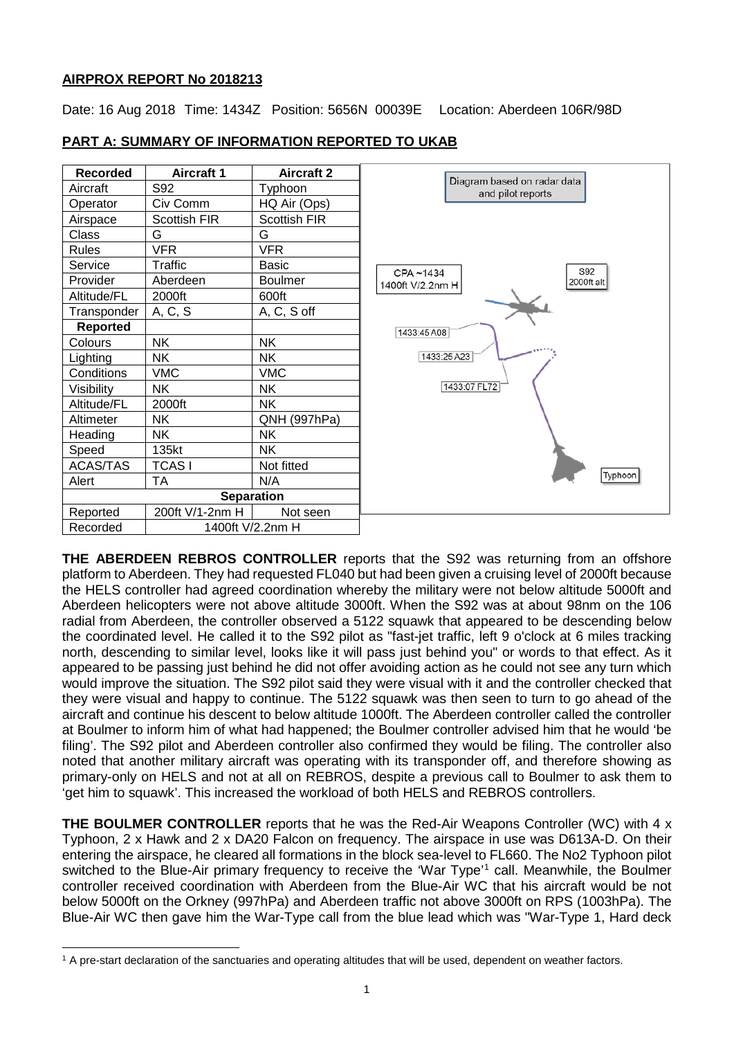## AIRPROX REPORT No 2018213

Date: 16 Aug 2018 Time: 1434Z Position: 5656N 00039E Location: Aberdeen 106R/98D

### PART A: SUMMARY OF INFORMATION REPORTED TO UKAB

| Recorded | Aircraft 1 | Aircraft 2 |
|---|---|---|
| Aircraft | S92 | Typhoon |
| Operator | Civ Comm | HQ Air (Ops) |
| Airspace | Scottish FIR | Scottish FIR |
| Class | G | G |
| Rules | VFR | VFR |
| Service | Traffic | Basic |
| Provider | Aberdeen | Boulmer |
| Altitude/FL | 2000ft | 600ft |
| Transponder | A, C, S | A, C, S off |
| **Reported** | | |
| Colours | NK | NK |
| Lighting | NK | NK |
| Conditions | VMC | VMC |
| Visibility | NK | NK |
| Altitude/FL | 2000ft | NK |
| Altimeter | NK | QNH (997hPa) |
| Heading | NK | NK |
| Speed | 135kt | NK |
| ACAS/TAS | TCAS I | Not fitted |
| Alert | TA | N/A |
| **Separation** | | |
| Reported | 200ft V/1-2nm H | Not seen |
| Recorded | 1400ft V/2.2nm H | |

Diagram based on radar data and pilot reports

CPA ~1434 1400ft V/2.2nm H; S92 2000ft alt; 1433:45 A08; 1433:25 A23; 1433:07 FL72; Typhoon

**THE ABERDEEN REBROS CONTROLLER** reports that the S92 was returning from an offshore platform to Aberdeen. They had requested FL040 but had been given a cruising level of 2000ft because the HELS controller had agreed coordination whereby the military were not below altitude 5000ft and Aberdeen helicopters were not above altitude 3000ft. When the S92 was at about 98nm on the 106 radial from Aberdeen, the controller observed a 5122 squawk that appeared to be descending below the coordinated level. He called it to the S92 pilot as "fast-jet traffic, left 9 o'clock at 6 miles tracking north, descending to similar level, looks like it will pass just behind you" or words to that effect. As it appeared to be passing just behind he did not offer avoiding action as he could not see any turn which would improve the situation. The S92 pilot said they were visual with it and the controller checked that they were visual and happy to continue. The 5122 squawk was then seen to turn to go ahead of the aircraft and continue his descent to below altitude 1000ft. The Aberdeen controller called the controller at Boulmer to inform him of what had happened; the Boulmer controller advised him that he would 'be filing'. The S92 pilot and Aberdeen controller also confirmed they would be filing. The controller also noted that another military aircraft was operating with its transponder off, and therefore showing as primary-only on HELS and not at all on REBROS, despite a previous call to Boulmer to ask them to 'get him to squawk'. This increased the workload of both HELS and REBROS controllers.

**THE BOULMER CONTROLLER** reports that he was the Red-Air Weapons Controller (WC) with 4 x Typhoon, 2 x Hawk and 2 x DA20 Falcon on frequency. The airspace in use was D613A-D. On their entering the airspace, he cleared all formations in the block sea-level to FL660. The No2 Typhoon pilot switched to the Blue-Air primary frequency to receive the 'War Type'[1] call. Meanwhile, the Boulmer controller received coordination with Aberdeen from the Blue-Air WC that his aircraft would be not below 5000ft on the Orkney (997hPa) and Aberdeen traffic not above 3000ft on RPS (1003hPa). The Blue-Air WC then gave him the War-Type call from the blue lead which was "War-Type 1, Hard deck

[1] A pre-start declaration of the sanctuaries and operating altitudes that will be used, dependent on weather factors.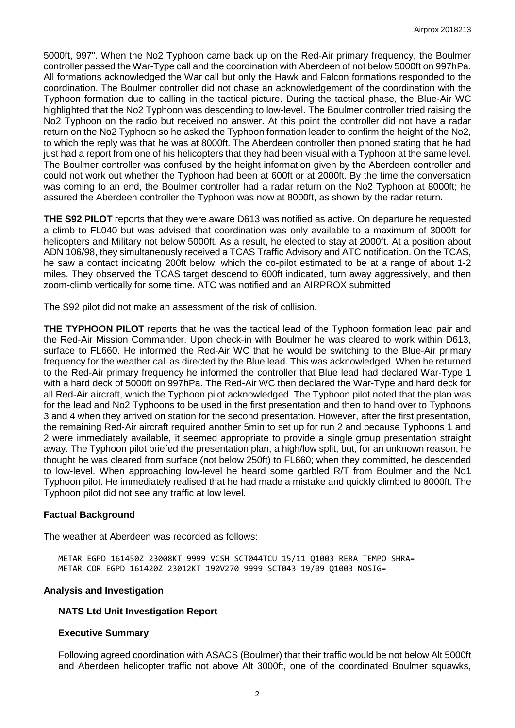5000ft, 997". When the No2 Typhoon came back up on the Red-Air primary frequency, the Boulmer controller passed the War-Type call and the coordination with Aberdeen of not below 5000ft on 997hPa. All formations acknowledged the War call but only the Hawk and Falcon formations responded to the coordination. The Boulmer controller did not chase an acknowledgement of the coordination with the Typhoon formation due to calling in the tactical picture. During the tactical phase, the Blue-Air WC highlighted that the No2 Typhoon was descending to low-level. The Boulmer controller tried raising the No2 Typhoon on the radio but received no answer. At this point the controller did not have a radar return on the No2 Typhoon so he asked the Typhoon formation leader to confirm the height of the No2, to which the reply was that he was at 8000ft. The Aberdeen controller then phoned stating that he had just had a report from one of his helicopters that they had been visual with a Typhoon at the same level. The Boulmer controller was confused by the height information given by the Aberdeen controller and could not work out whether the Typhoon had been at 600ft or at 2000ft. By the time the conversation was coming to an end, the Boulmer controller had a radar return on the No2 Typhoon at 8000ft; he assured the Aberdeen controller the Typhoon was now at 8000ft, as shown by the radar return.

**THE S92 PILOT** reports that they were aware D613 was notified as active. On departure he requested a climb to FL040 but was advised that coordination was only available to a maximum of 3000ft for helicopters and Military not below 5000ft. As a result, he elected to stay at 2000ft. At a position about ADN 106/98, they simultaneously received a TCAS Traffic Advisory and ATC notification. On the TCAS, he saw a contact indicating 200ft below, which the co-pilot estimated to be at a range of about 1-2 miles. They observed the TCAS target descend to 600ft indicated, turn away aggressively, and then zoom-climb vertically for some time. ATC was notified and an AIRPROX submitted

The S92 pilot did not make an assessment of the risk of collision.

**THE TYPHOON PILOT** reports that he was the tactical lead of the Typhoon formation lead pair and the Red-Air Mission Commander. Upon check-in with Boulmer he was cleared to work within D613, surface to FL660. He informed the Red-Air WC that he would be switching to the Blue-Air primary frequency for the weather call as directed by the Blue lead. This was acknowledged. When he returned to the Red-Air primary frequency he informed the controller that Blue lead had declared War-Type 1 with a hard deck of 5000ft on 997hPa. The Red-Air WC then declared the War-Type and hard deck for all Red-Air aircraft, which the Typhoon pilot acknowledged. The Typhoon pilot noted that the plan was for the lead and No2 Typhoons to be used in the first presentation and then to hand over to Typhoons 3 and 4 when they arrived on station for the second presentation. However, after the first presentation, the remaining Red-Air aircraft required another 5min to set up for run 2 and because Typhoons 1 and 2 were immediately available, it seemed appropriate to provide a single group presentation straight away. The Typhoon pilot briefed the presentation plan, a high/low split, but, for an unknown reason, he thought he was cleared from surface (not below 250ft) to FL660; when they committed, he descended to low-level. When approaching low-level he heard some garbled R/T from Boulmer and the No1 Typhoon pilot. He immediately realised that he had made a mistake and quickly climbed to 8000ft. The Typhoon pilot did not see any traffic at low level.

## Factual Background

The weather at Aberdeen was recorded as follows:

```
METAR EGPD 161450Z 23008KT 9999 VCSH SCT044TCU 15/11 Q1003 RERA TEMPO SHRA=
METAR COR EGPD 161420Z 23012KT 190V270 9999 SCT043 19/09 Q1003 NOSIG=
```

## Analysis and Investigation

### NATS Ltd Unit Investigation Report

#### Executive Summary

Following agreed coordination with ASACS (Boulmer) that their traffic would be not below Alt 5000ft and Aberdeen helicopter traffic not above Alt 3000ft, one of the coordinated Boulmer squawks,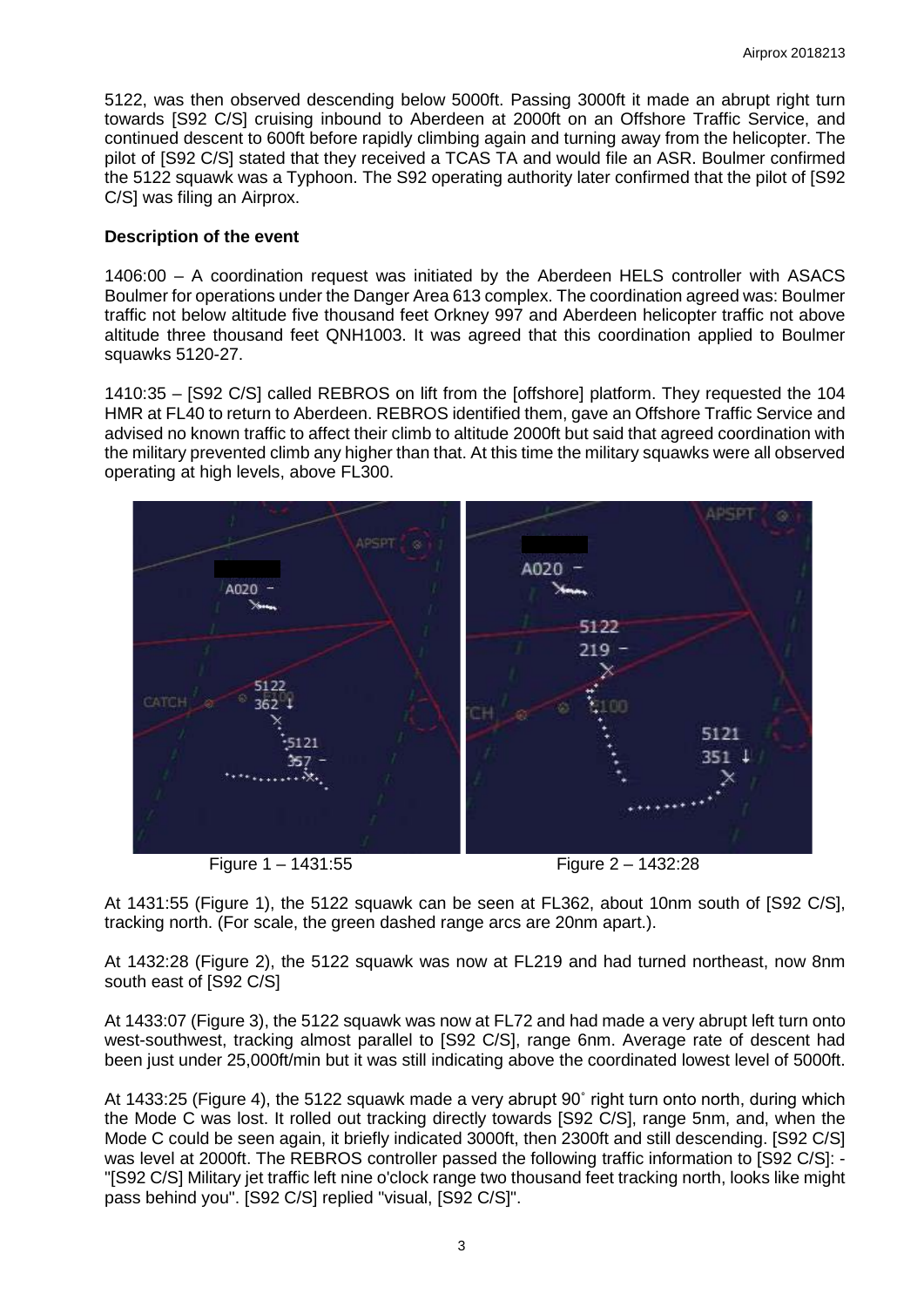5122, was then observed descending below 5000ft. Passing 3000ft it made an abrupt right turn towards [S92 C/S] cruising inbound to Aberdeen at 2000ft on an Offshore Traffic Service, and continued descent to 600ft before rapidly climbing again and turning away from the helicopter. The pilot of [S92 C/S] stated that they received a TCAS TA and would file an ASR. Boulmer confirmed the 5122 squawk was a Typhoon. The S92 operating authority later confirmed that the pilot of [S92 C/S] was filing an Airprox.

**Description of the event**

1406:00 – A coordination request was initiated by the Aberdeen HELS controller with ASACS Boulmer for operations under the Danger Area 613 complex. The coordination agreed was: Boulmer traffic not below altitude five thousand feet Orkney 997 and Aberdeen helicopter traffic not above altitude three thousand feet QNH1003. It was agreed that this coordination applied to Boulmer squawks 5120-27.

1410:35 – [S92 C/S] called REBROS on lift from the [offshore] platform. They requested the 104 HMR at FL40 to return to Aberdeen. REBROS identified them, gave an Offshore Traffic Service and advised no known traffic to affect their climb to altitude 2000ft but said that agreed coordination with the military prevented climb any higher than that. At this time the military squawks were all observed operating at high levels, above FL300.

Figure 1 – 1431:55

Figure 2 – 1432:28

At 1431:55 (Figure 1), the 5122 squawk can be seen at FL362, about 10nm south of [S92 C/S], tracking north. (For scale, the green dashed range arcs are 20nm apart.).

At 1432:28 (Figure 2), the 5122 squawk was now at FL219 and had turned northeast, now 8nm south east of [S92 C/S]

At 1433:07 (Figure 3), the 5122 squawk was now at FL72 and had made a very abrupt left turn onto west-southwest, tracking almost parallel to [S92 C/S], range 6nm. Average rate of descent had been just under 25,000ft/min but it was still indicating above the coordinated lowest level of 5000ft.

At 1433:25 (Figure 4), the 5122 squawk made a very abrupt 90˚ right turn onto north, during which the Mode C was lost. It rolled out tracking directly towards [S92 C/S], range 5nm, and, when the Mode C could be seen again, it briefly indicated 3000ft, then 2300ft and still descending. [S92 C/S] was level at 2000ft. The REBROS controller passed the following traffic information to [S92 C/S]: - "[S92 C/S] Military jet traffic left nine o'clock range two thousand feet tracking north, looks like might pass behind you". [S92 C/S] replied "visual, [S92 C/S]".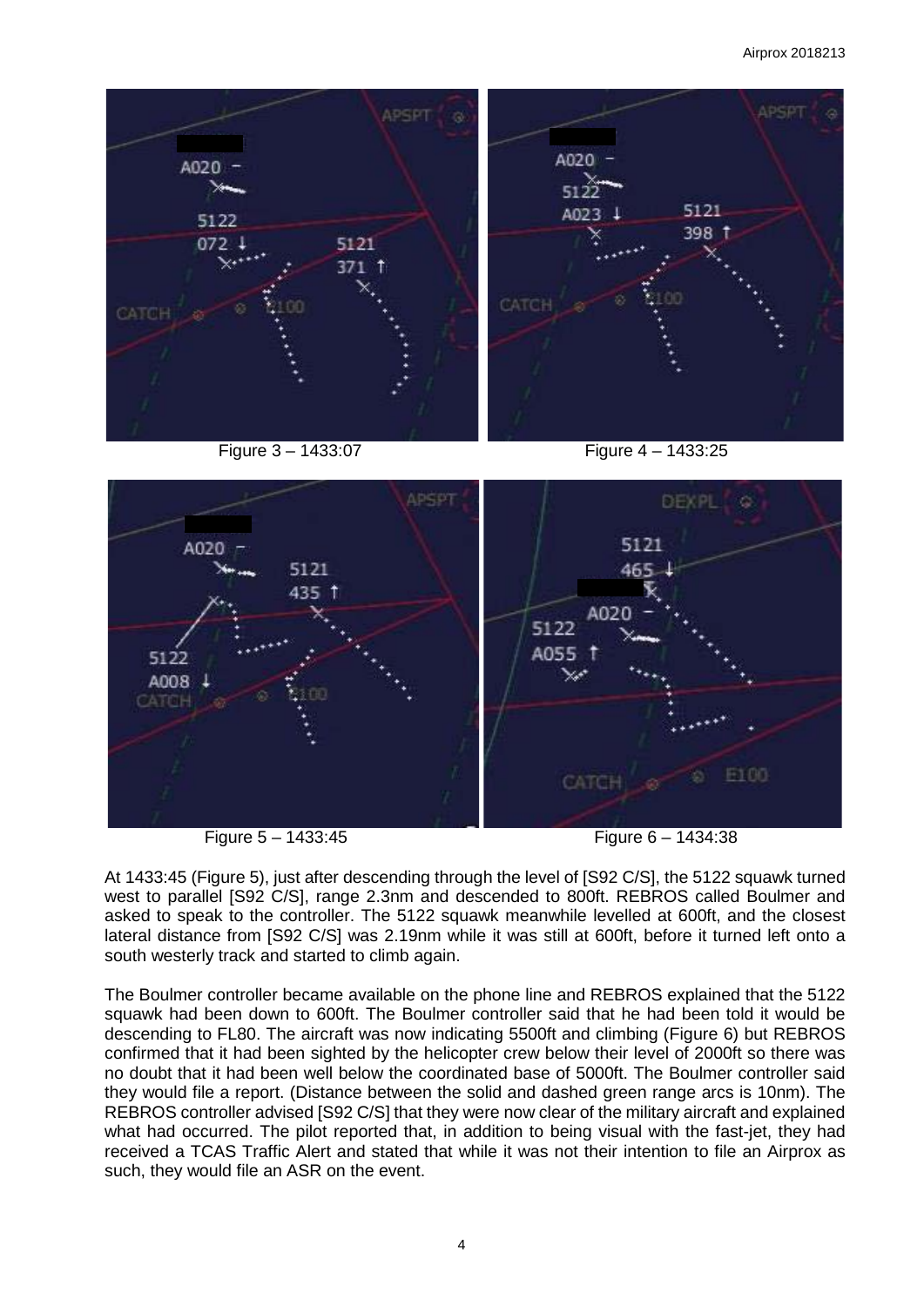Figure 3 – 1433:07

Figure 4 – 1433:25

Figure 5 – 1433:45

Figure 6 – 1434:38

At 1433:45 (Figure 5), just after descending through the level of [S92 C/S], the 5122 squawk turned west to parallel [S92 C/S], range 2.3nm and descended to 800ft. REBROS called Boulmer and asked to speak to the controller. The 5122 squawk meanwhile levelled at 600ft, and the closest lateral distance from [S92 C/S] was 2.19nm while it was still at 600ft, before it turned left onto a south westerly track and started to climb again.

The Boulmer controller became available on the phone line and REBROS explained that the 5122 squawk had been down to 600ft. The Boulmer controller said that he had been told it would be descending to FL80. The aircraft was now indicating 5500ft and climbing (Figure 6) but REBROS confirmed that it had been sighted by the helicopter crew below their level of 2000ft so there was no doubt that it had been well below the coordinated base of 5000ft. The Boulmer controller said they would file a report. (Distance between the solid and dashed green range arcs is 10nm). The REBROS controller advised [S92 C/S] that they were now clear of the military aircraft and explained what had occurred. The pilot reported that, in addition to being visual with the fast-jet, they had received a TCAS Traffic Alert and stated that while it was not their intention to file an Airprox as such, they would file an ASR on the event.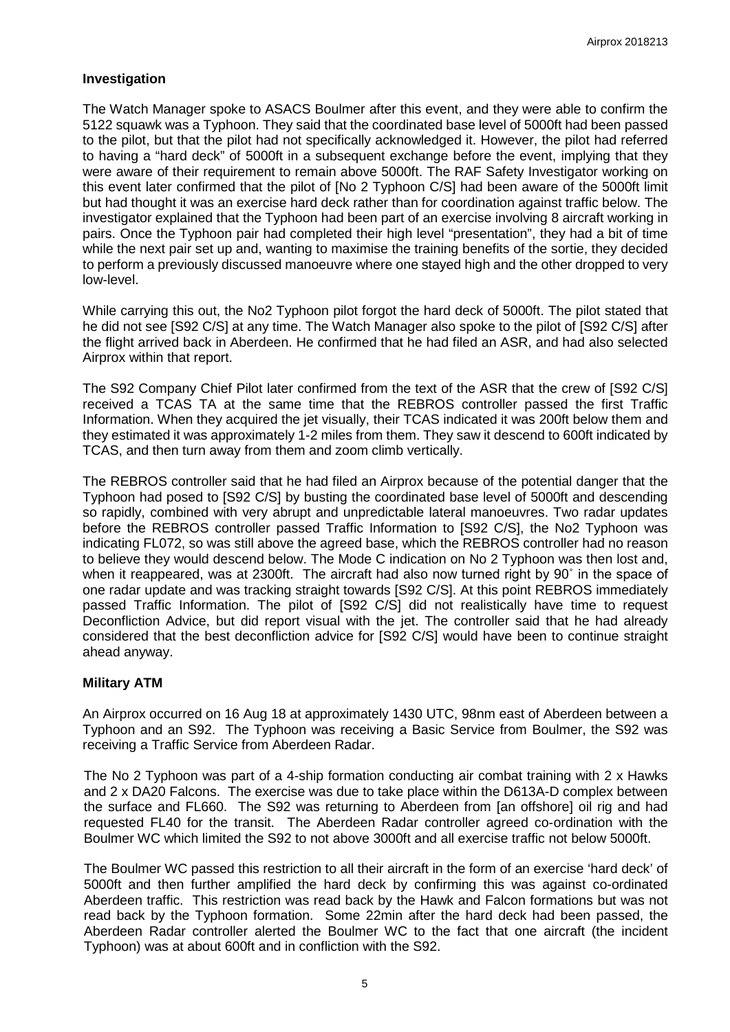## Investigation

The Watch Manager spoke to ASACS Boulmer after this event, and they were able to confirm the 5122 squawk was a Typhoon. They said that the coordinated base level of 5000ft had been passed to the pilot, but that the pilot had not specifically acknowledged it. However, the pilot had referred to having a "hard deck" of 5000ft in a subsequent exchange before the event, implying that they were aware of their requirement to remain above 5000ft. The RAF Safety Investigator working on this event later confirmed that the pilot of [No 2 Typhoon C/S] had been aware of the 5000ft limit but had thought it was an exercise hard deck rather than for coordination against traffic below. The investigator explained that the Typhoon had been part of an exercise involving 8 aircraft working in pairs. Once the Typhoon pair had completed their high level "presentation", they had a bit of time while the next pair set up and, wanting to maximise the training benefits of the sortie, they decided to perform a previously discussed manoeuvre where one stayed high and the other dropped to very low-level.

While carrying this out, the No2 Typhoon pilot forgot the hard deck of 5000ft. The pilot stated that he did not see [S92 C/S] at any time. The Watch Manager also spoke to the pilot of [S92 C/S] after the flight arrived back in Aberdeen. He confirmed that he had filed an ASR, and had also selected Airprox within that report.

The S92 Company Chief Pilot later confirmed from the text of the ASR that the crew of [S92 C/S] received a TCAS TA at the same time that the REBROS controller passed the first Traffic Information. When they acquired the jet visually, their TCAS indicated it was 200ft below them and they estimated it was approximately 1-2 miles from them. They saw it descend to 600ft indicated by TCAS, and then turn away from them and zoom climb vertically.

The REBROS controller said that he had filed an Airprox because of the potential danger that the Typhoon had posed to [S92 C/S] by busting the coordinated base level of 5000ft and descending so rapidly, combined with very abrupt and unpredictable lateral manoeuvres. Two radar updates before the REBROS controller passed Traffic Information to [S92 C/S], the No2 Typhoon was indicating FL072, so was still above the agreed base, which the REBROS controller had no reason to believe they would descend below. The Mode C indication on No 2 Typhoon was then lost and, when it reappeared, was at 2300ft. The aircraft had also now turned right by 90˚ in the space of one radar update and was tracking straight towards [S92 C/S]. At this point REBROS immediately passed Traffic Information. The pilot of [S92 C/S] did not realistically have time to request Deconfliction Advice, but did report visual with the jet. The controller said that he had already considered that the best deconfliction advice for [S92 C/S] would have been to continue straight ahead anyway.

## Military ATM

An Airprox occurred on 16 Aug 18 at approximately 1430 UTC, 98nm east of Aberdeen between a Typhoon and an S92. The Typhoon was receiving a Basic Service from Boulmer, the S92 was receiving a Traffic Service from Aberdeen Radar.

The No 2 Typhoon was part of a 4-ship formation conducting air combat training with 2 x Hawks and 2 x DA20 Falcons. The exercise was due to take place within the D613A-D complex between the surface and FL660. The S92 was returning to Aberdeen from [an offshore] oil rig and had requested FL40 for the transit. The Aberdeen Radar controller agreed co-ordination with the Boulmer WC which limited the S92 to not above 3000ft and all exercise traffic not below 5000ft.

The Boulmer WC passed this restriction to all their aircraft in the form of an exercise 'hard deck' of 5000ft and then further amplified the hard deck by confirming this was against co-ordinated Aberdeen traffic. This restriction was read back by the Hawk and Falcon formations but was not read back by the Typhoon formation. Some 22min after the hard deck had been passed, the Aberdeen Radar controller alerted the Boulmer WC to the fact that one aircraft (the incident Typhoon) was at about 600ft and in confliction with the S92.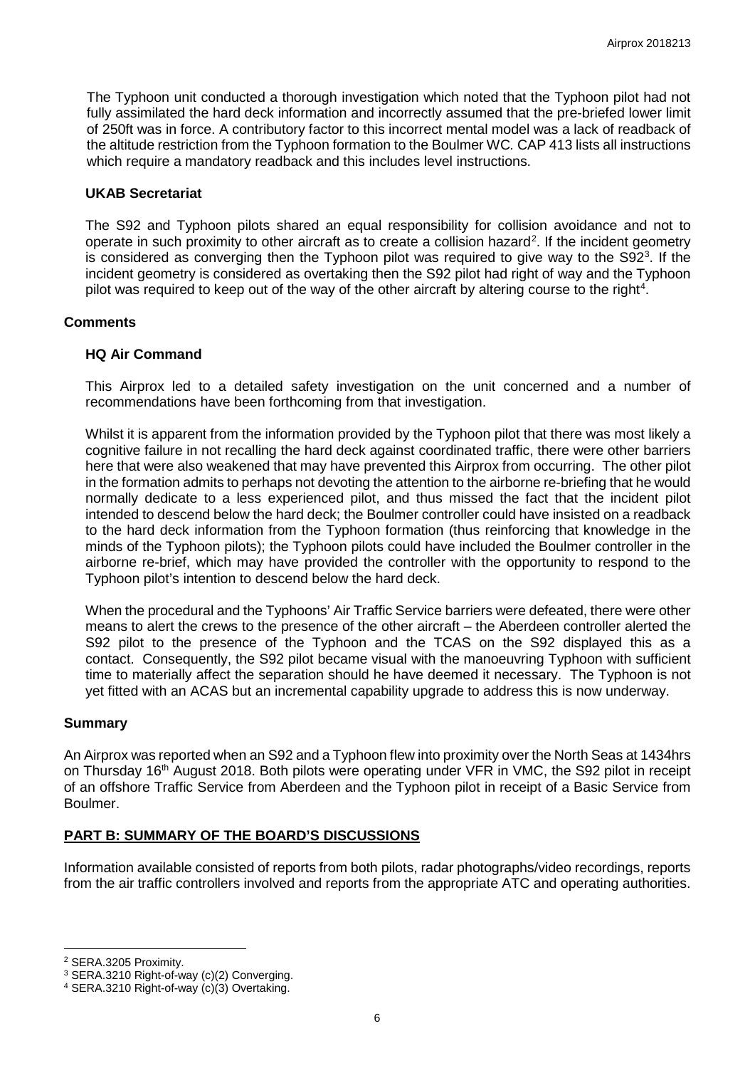The Typhoon unit conducted a thorough investigation which noted that the Typhoon pilot had not fully assimilated the hard deck information and incorrectly assumed that the pre-briefed lower limit of 250ft was in force. A contributory factor to this incorrect mental model was a lack of readback of the altitude restriction from the Typhoon formation to the Boulmer WC. CAP 413 lists all instructions which require a mandatory readback and this includes level instructions.

### UKAB Secretariat

The S92 and Typhoon pilots shared an equal responsibility for collision avoidance and not to operate in such proximity to other aircraft as to create a collision hazard[2]. If the incident geometry is considered as converging then the Typhoon pilot was required to give way to the S92[3]. If the incident geometry is considered as overtaking then the S92 pilot had right of way and the Typhoon pilot was required to keep out of the way of the other aircraft by altering course to the right[4].

## Comments

### HQ Air Command

This Airprox led to a detailed safety investigation on the unit concerned and a number of recommendations have been forthcoming from that investigation.

Whilst it is apparent from the information provided by the Typhoon pilot that there was most likely a cognitive failure in not recalling the hard deck against coordinated traffic, there were other barriers here that were also weakened that may have prevented this Airprox from occurring. The other pilot in the formation admits to perhaps not devoting the attention to the airborne re-briefing that he would normally dedicate to a less experienced pilot, and thus missed the fact that the incident pilot intended to descend below the hard deck; the Boulmer controller could have insisted on a readback to the hard deck information from the Typhoon formation (thus reinforcing that knowledge in the minds of the Typhoon pilots); the Typhoon pilots could have included the Boulmer controller in the airborne re-brief, which may have provided the controller with the opportunity to respond to the Typhoon pilot's intention to descend below the hard deck.

When the procedural and the Typhoons' Air Traffic Service barriers were defeated, there were other means to alert the crews to the presence of the other aircraft – the Aberdeen controller alerted the S92 pilot to the presence of the Typhoon and the TCAS on the S92 displayed this as a contact. Consequently, the S92 pilot became visual with the manoeuvring Typhoon with sufficient time to materially affect the separation should he have deemed it necessary. The Typhoon is not yet fitted with an ACAS but an incremental capability upgrade to address this is now underway.

## Summary

An Airprox was reported when an S92 and a Typhoon flew into proximity over the North Seas at 1434hrs on Thursday 16th August 2018. Both pilots were operating under VFR in VMC, the S92 pilot in receipt of an offshore Traffic Service from Aberdeen and the Typhoon pilot in receipt of a Basic Service from Boulmer.

## PART B: SUMMARY OF THE BOARD'S DISCUSSIONS

Information available consisted of reports from both pilots, radar photographs/video recordings, reports from the air traffic controllers involved and reports from the appropriate ATC and operating authorities.

---

[2] SERA.3205 Proximity.

[3] SERA.3210 Right-of-way (c)(2) Converging.

[4] SERA.3210 Right-of-way (c)(3) Overtaking.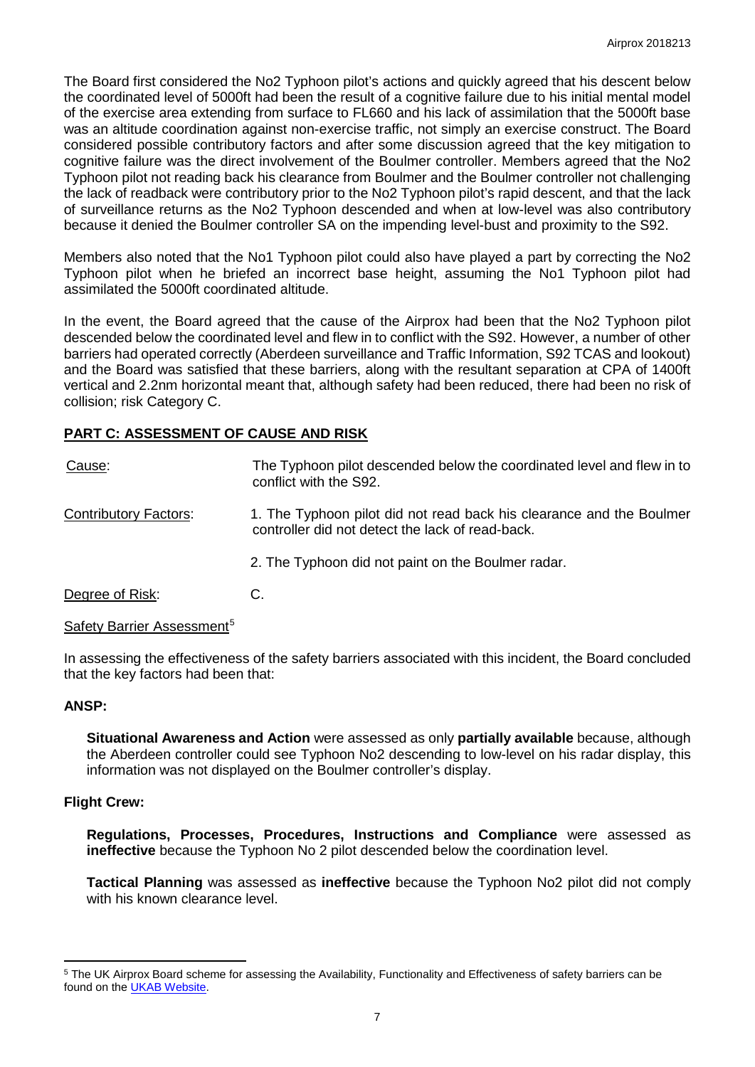The Board first considered the No2 Typhoon pilot's actions and quickly agreed that his descent below the coordinated level of 5000ft had been the result of a cognitive failure due to his initial mental model of the exercise area extending from surface to FL660 and his lack of assimilation that the 5000ft base was an altitude coordination against non-exercise traffic, not simply an exercise construct. The Board considered possible contributory factors and after some discussion agreed that the key mitigation to cognitive failure was the direct involvement of the Boulmer controller. Members agreed that the No2 Typhoon pilot not reading back his clearance from Boulmer and the Boulmer controller not challenging the lack of readback were contributory prior to the No2 Typhoon pilot's rapid descent, and that the lack of surveillance returns as the No2 Typhoon descended and when at low-level was also contributory because it denied the Boulmer controller SA on the impending level-bust and proximity to the S92.

Members also noted that the No1 Typhoon pilot could also have played a part by correcting the No2 Typhoon pilot when he briefed an incorrect base height, assuming the No1 Typhoon pilot had assimilated the 5000ft coordinated altitude.

In the event, the Board agreed that the cause of the Airprox had been that the No2 Typhoon pilot descended below the coordinated level and flew in to conflict with the S92. However, a number of other barriers had operated correctly (Aberdeen surveillance and Traffic Information, S92 TCAS and lookout) and the Board was satisfied that these barriers, along with the resultant separation at CPA of 1400ft vertical and 2.2nm horizontal meant that, although safety had been reduced, there had been no risk of collision; risk Category C.

## PART C: ASSESSMENT OF CAUSE AND RISK

Cause: The Typhoon pilot descended below the coordinated level and flew in to conflict with the S92.

Contributory Factors:

1. The Typhoon pilot did not read back his clearance and the Boulmer controller did not detect the lack of read-back.
2. The Typhoon did not paint on the Boulmer radar.

Degree of Risk: C.

Safety Barrier Assessment[5]

In assessing the effectiveness of the safety barriers associated with this incident, the Board concluded that the key factors had been that:

**ANSP:**

**Situational Awareness and Action** were assessed as only **partially available** because, although the Aberdeen controller could see Typhoon No2 descending to low-level on his radar display, this information was not displayed on the Boulmer controller's display.

**Flight Crew:**

**Regulations, Processes, Procedures, Instructions and Compliance** were assessed as **ineffective** because the Typhoon No 2 pilot descended below the coordination level.

**Tactical Planning** was assessed as **ineffective** because the Typhoon No2 pilot did not comply with his known clearance level.

[5] The UK Airprox Board scheme for assessing the Availability, Functionality and Effectiveness of safety barriers can be found on the UKAB Website.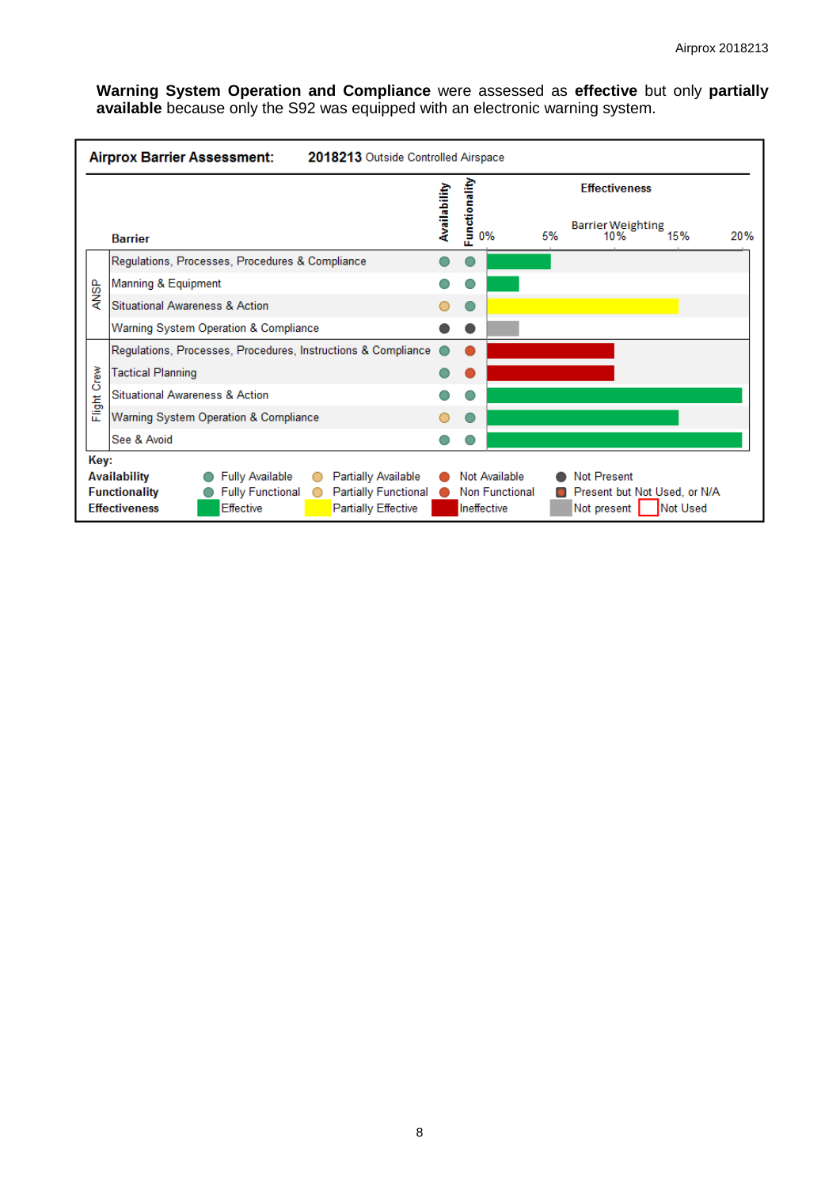**Warning System Operation and Compliance** were assessed as **effective** but only **partially available** because only the S92 was equipped with an electronic warning system.

**Airprox Barrier Assessment:** **2018213** Outside Controlled Airspace

Barrier

Availability

Functionality

Effectiveness

Barrier Weighting

0%

5%

10%

15%

20%

ANSP

Regulations, Processes, Procedures & Compliance

Manning & Equipment

Situational Awareness & Action

Warning System Operation & Compliance

Flight Crew

Regulations, Processes, Procedures, Instructions & Compliance

Tactical Planning

Situational Awareness & Action

Warning System Operation & Compliance

See & Avoid

**Key:**

**Availability** — Fully Available, Partially Available, Not Available, Not Present

**Functionality** — Fully Functional, Partially Functional, Non Functional, Present but Not Used, or N/A

**Effectiveness** — Effective, Partially Effective, Ineffective, Not present, Not Used